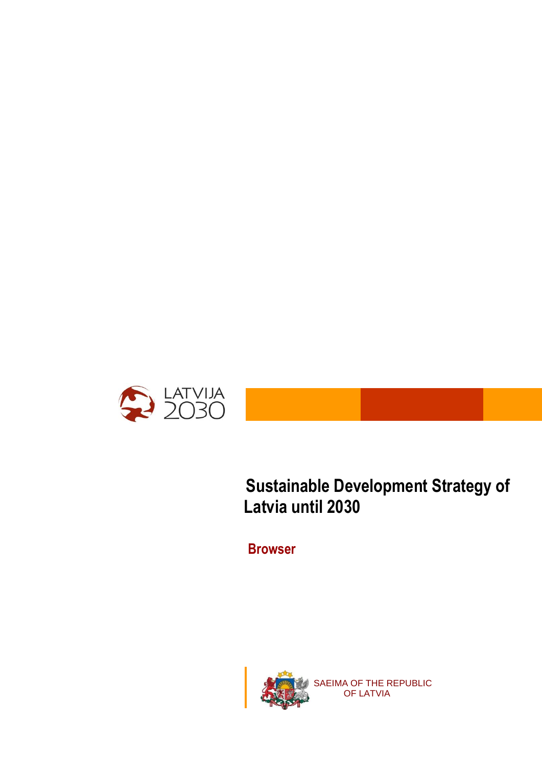LATVIJA 2030

# Sustainable Development Strategy of Latvia until 2030

## Browser

SAEIMA OF THE REPUBLIC OF LATVIA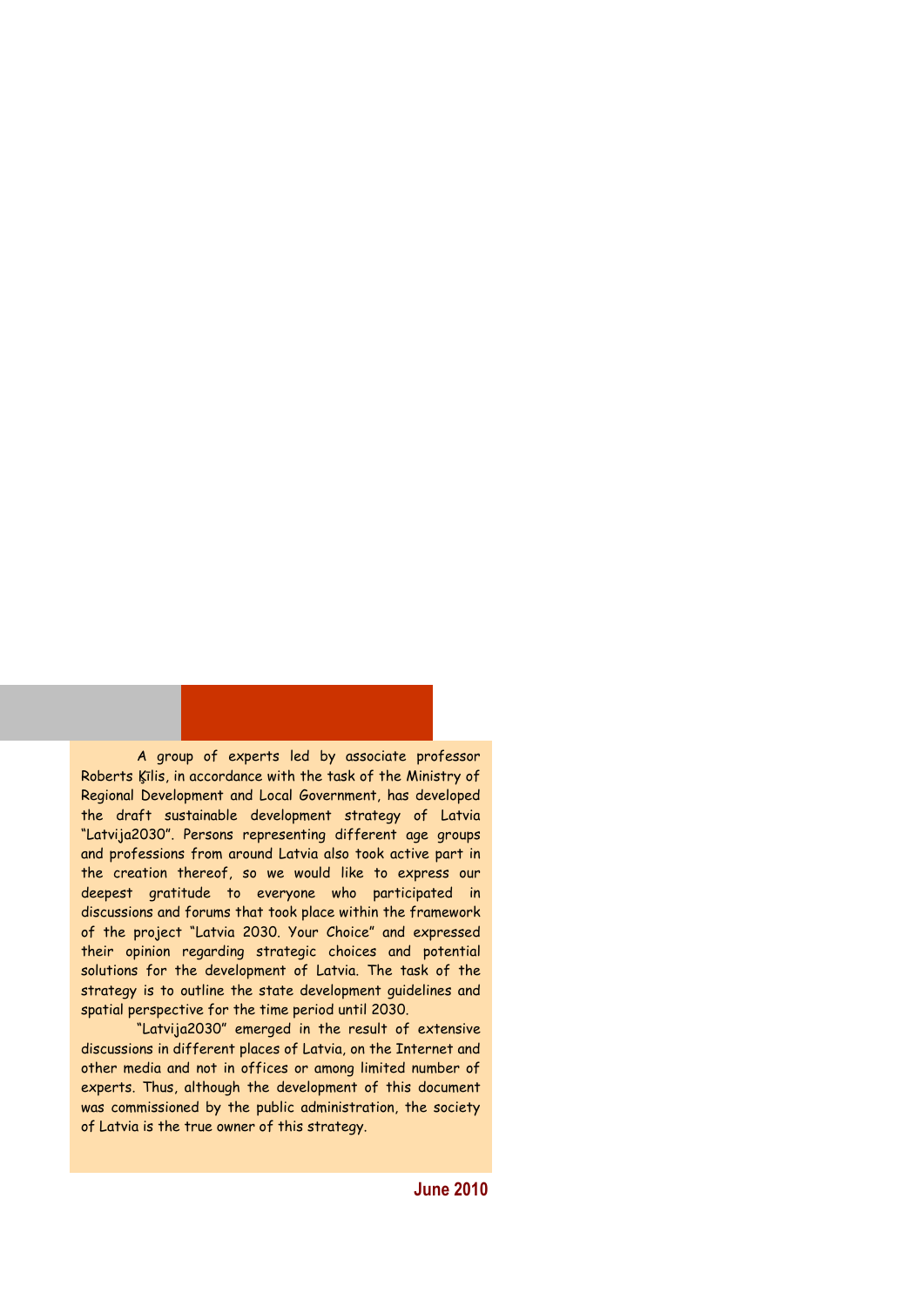A group of experts led by associate professor Roberts Ķīlis, in accordance with the task of the Ministry of Regional Development and Local Government, has developed the draft sustainable development strategy of Latvia "Latvija2030". Persons representing different age groups and professions from around Latvia also took active part in the creation thereof, so we would like to express our deepest gratitude to everyone who participated in discussions and forums that took place within the framework of the project "Latvia 2030. Your Choice" and expressed their opinion regarding strategic choices and potential solutions for the development of Latvia. The task of the strategy is to outline the state development guidelines and spatial perspective for the time period until 2030.

"Latvija2030" emerged in the result of extensive discussions in different places of Latvia, on the Internet and other media and not in offices or among limited number of experts. Thus, although the development of this document was commissioned by the public administration, the society of Latvia is the true owner of this strategy.

**June 2010**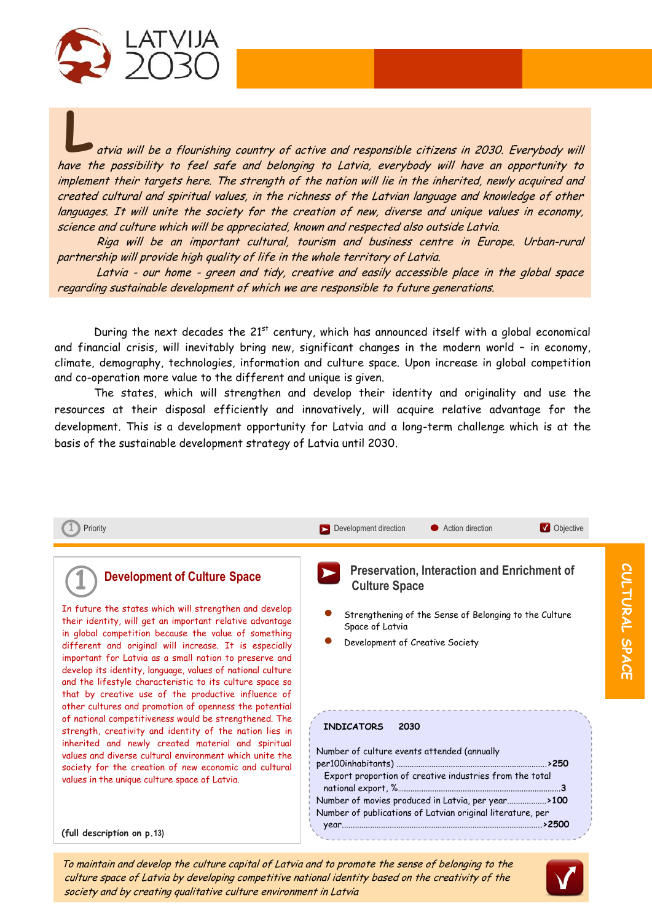*Latvia will be a flourishing country of active and responsible citizens in 2030. Everybody will have the possibility to feel safe and belonging to Latvia, everybody will have an opportunity to implement their targets here. The strength of the nation will lie in the inherited, newly acquired and created cultural and spiritual values, in the richness of the Latvian language and knowledge of other languages. It will unite the society for the creation of new, diverse and unique values in economy, science and culture which will be appreciated, known and respected also outside Latvia.*

*Riga will be an important cultural, tourism and business centre in Europe. Urban-rural partnership will provide high quality of life in the whole territory of Latvia.*

*Latvia - our home - green and tidy, creative and easily accessible place in the global space regarding sustainable development of which we are responsible to future generations.*

During the next decades the 21st century, which has announced itself with a global economical and financial crisis, will inevitably bring new, significant changes in the modern world – in economy, climate, demography, technologies, information and culture space. Upon increase in global competition and co-operation more value to the different and unique is given.

The states, which will strengthen and develop their identity and originality and use the resources at their disposal efficiently and innovatively, will acquire relative advantage for the development. This is a development opportunity for Latvia and a long-term challenge which is at the basis of the sustainable development strategy of Latvia until 2030.

Priority | Development direction | Action direction | Objective

# CULTURAL SPACE

## 1 Development of Culture Space

In future the states which will strengthen and develop their identity, will get an important relative advantage in global competition because the value of something different and original will increase. It is especially important for Latvia as a small nation to preserve and develop its identity, language, values of national culture and the lifestyle characteristic to its culture space so that by creative use of the productive influence of other cultures and promotion of openness the potential of national competitiveness would be strengthened. The strength, creativity and identity of the nation lies in inherited and newly created material and spiritual values and diverse cultural environment which unite the society for the creation of new economic and cultural values in the unique culture space of Latvia.

**(full description on p.13)**

### Preservation, Interaction and Enrichment of Culture Space

- Strengthening of the Sense of Belonging to the Culture Space of Latvia
- Development of Creative Society

**INDICATORS 2030**

| Indicator | 2030 |
|---|---|
| Number of culture events attended (annually per100inhabitants) | >250 |
| Export proportion of creative industries from the total national export, % | 3 |
| Number of movies produced in Latvia, per year | >100 |
| Number of publications of Latvian original literature, per year | >2500 |

*To maintain and develop the culture capital of Latvia and to promote the sense of belonging to the culture space of Latvia by developing competitive national identity based on the creativity of the society and by creating qualitative culture environment in Latvia*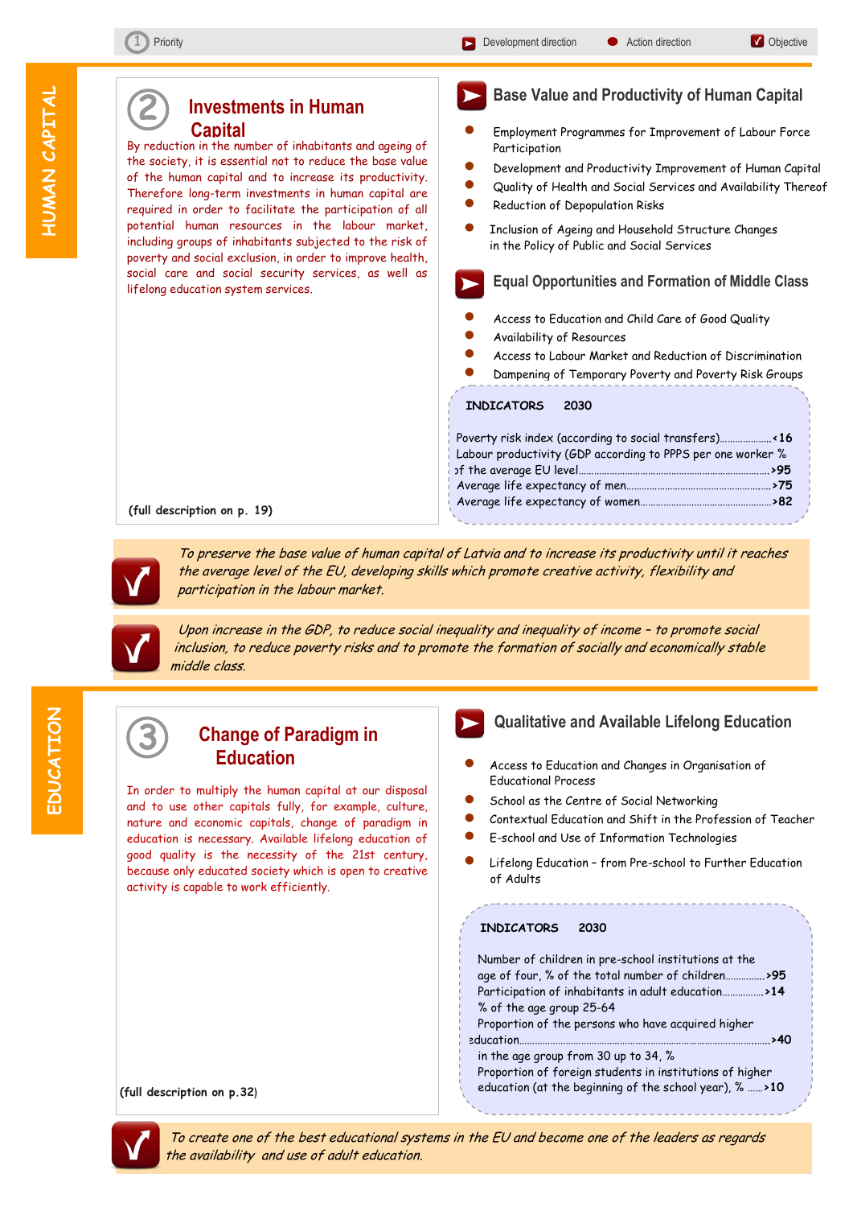1 Priority | Development direction | Action direction | Objective

# HUMAN CAPITAL

## ② Investments in Human Capital

By reduction in the number of inhabitants and ageing of the society, it is essential not to reduce the base value of the human capital and to increase its productivity. Therefore long-term investments in human capital are required in order to facilitate the participation of all potential human resources in the labour market, including groups of inhabitants subjected to the risk of poverty and social exclusion, in order to improve health, social care and social security services, as well as lifelong education system services.

(full description on p. 19)

### Base Value and Productivity of Human Capital

- Employment Programmes for Improvement of Labour Force Participation
- Development and Productivity Improvement of Human Capital
- Quality of Health and Social Services and Availability Thereof
- Reduction of Depopulation Risks
- Inclusion of Ageing and Household Structure Changes in the Policy of Public and Social Services

### Equal Opportunities and Formation of Middle Class

- Access to Education and Child Care of Good Quality
- Availability of Resources
- Access to Labour Market and Reduction of Discrimination
- Dampening of Temporary Poverty and Poverty Risk Groups

| INDICATORS | 2030 |
|---|---|
| Poverty risk index (according to social transfers) | <16 |
| Labour productivity (GDP according to PPPS per one worker % of the average EU level | >95 |
| Average life expectancy of men | >75 |
| Average life expectancy of women | >82 |

*To preserve the base value of human capital of Latvia and to increase its productivity until it reaches the average level of the EU, developing skills which promote creative activity, flexibility and participation in the labour market.*

*Upon increase in the GDP, to reduce social inequality and inequality of income – to promote social inclusion, to reduce poverty risks and to promote the formation of socially and economically stable middle class.*

# EDUCATION

## ③ Change of Paradigm in Education

In order to multiply the human capital at our disposal and to use other capitals fully, for example, culture, nature and economic capitals, change of paradigm in education is necessary. Available lifelong education of good quality is the necessity of the 21st century, because only educated society which is open to creative activity is capable to work efficiently.

(full description on p.32)

### Qualitative and Available Lifelong Education

- Access to Education and Changes in Organisation of Educational Process
- School as the Centre of Social Networking
- Contextual Education and Shift in the Profession of Teacher
- E-school and Use of Information Technologies
- Lifelong Education – from Pre-school to Further Education of Adults

| INDICATORS | 2030 |
|---|---|
| Number of children in pre-school institutions at the age of four, % of the total number of children | >95 |
| Participation of inhabitants in adult education % of the age group 25-64 | >14 |
| Proportion of the persons who have acquired higher education in the age group from 30 up to 34, % | >40 |
| Proportion of foreign students in institutions of higher education (at the beginning of the school year), % | >10 |

*To create one of the best educational systems in the EU and become one of the leaders as regards the availability and use of adult education.*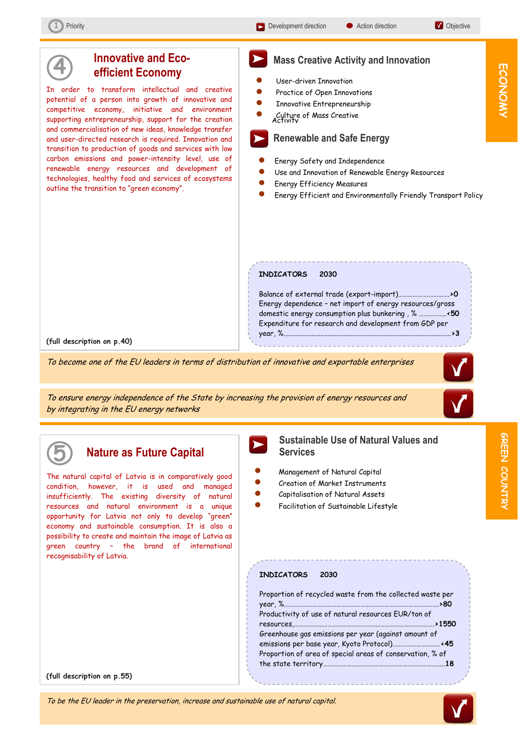1 Priority | Development direction | Action direction | Objective

ECONOMY

## 4 Innovative and Eco-efficient Economy

In order to transform intellectual and creative potential of a person into growth of innovative and competitive economy, initiative and environment supporting entrepreneurship, support for the creation and commercialisation of new ideas, knowledge transfer and user-directed research is required. Innovation and transition to production of goods and services with low carbon emissions and power-intensity level, use of renewable energy resources and development of technologies, healthy food and services of ecosystems outline the transition to "green economy".

(full description on p.40)

### Mass Creative Activity and Innovation

- User-driven Innovation
- Practice of Open Innovations
- Innovative Entrepreneurship
- Culture of Mass Creative Activity

### Renewable and Safe Energy

- Energy Safety and Independence
- Use and Innovation of Renewable Energy Resources
- Energy Efficiency Measures
- Energy Efficient and Environmentally Friendly Transport Policy

**INDICATORS 2030**

| Indicator | 2030 |
|---|---|
| Balance of external trade (export-import) | >0 |
| Energy dependence – net import of energy resources/gross domestic energy consumption plus bunkering , % | <50 |
| Expenditure for research and development from GDP per year, % | >3 |

*To become one of the EU leaders in terms of distribution of innovative and exportable enterprises*

*To ensure energy independence of the State by increasing the provision of energy resources and by integrating in the EU energy networks*

GREEN COUNTRY

## 5 Nature as Future Capital

The natural capital of Latvia is in comparatively good condition, however, it is used and managed insufficiently. The existing diversity of natural resources and natural environment is a unique opportunity for Latvia not only to develop "green" economy and sustainable consumption. It is also a possibility to create and maintain the image of Latvia as green country – the brand of international recognisability of Latvia.

(full description on p.55)

### Sustainable Use of Natural Values and Services

- Management of Natural Capital
- Creation of Market Instruments
- Capitalisation of Natural Assets
- Facilitation of Sustainable Lifestyle

**INDICATORS 2030**

| Indicator | 2030 |
|---|---|
| Proportion of recycled waste from the collected waste per year, % | >80 |
| Productivity of use of natural resources EUR/ton of resources, | >1550 |
| Greenhouse gas emissions per year (against amount of emissions per base year, Kyoto Protocol) | <45 |
| Proportion of area of special areas of conservation, % of the state territory | 18 |

*To be the EU leader in the preservation, increase and sustainable use of natural capital.*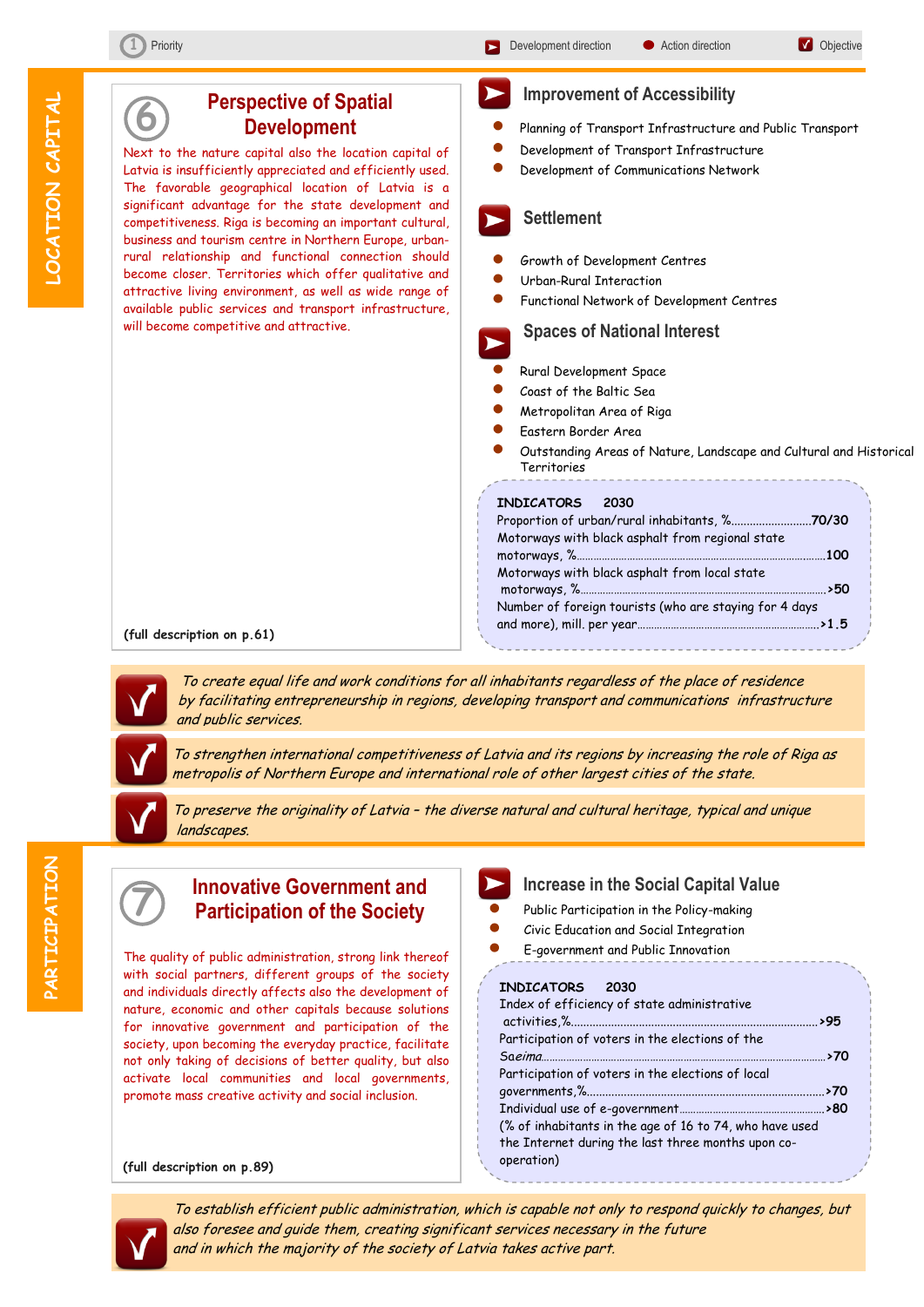1 Priority | Development direction | Action direction | Objective

# LOCATION CAPITAL

## 6 Perspective of Spatial Development

Next to the nature capital also the location capital of Latvia is insufficiently appreciated and efficiently used. The favorable geographical location of Latvia is a significant advantage for the state development and competitiveness. Riga is becoming an important cultural, business and tourism centre in Northern Europe, urban-rural relationship and functional connection should become closer. Territories which offer qualitative and attractive living environment, as well as wide range of available public services and transport infrastructure, will become competitive and attractive.

**(full description on p.61)**

### Improvement of Accessibility

- Planning of Transport Infrastructure and Public Transport
- Development of Transport Infrastructure
- Development of Communications Network

### Settlement

- Growth of Development Centres
- Urban-Rural Interaction
- Functional Network of Development Centres

### Spaces of National Interest

- Rural Development Space
- Coast of the Baltic Sea
- Metropolitan Area of Riga
- Eastern Border Area
- Outstanding Areas of Nature, Landscape and Cultural and Historical Territories

| INDICATORS | 2030 |
|---|---|
| Proportion of urban/rural inhabitants, % | 70/30 |
| Motorways with black asphalt from regional state motorways, % | 100 |
| Motorways with black asphalt from local state motorways, % | >50 |
| Number of foreign tourists (who are staying for 4 days and more), mill. per year | >1.5 |

*To create equal life and work conditions for all inhabitants regardless of the place of residence by facilitating entrepreneurship in regions, developing transport and communications infrastructure and public services.*

*To strengthen international competitiveness of Latvia and its regions by increasing the role of Riga as metropolis of Northern Europe and international role of other largest cities of the state.*

*To preserve the originality of Latvia – the diverse natural and cultural heritage, typical and unique landscapes.*

# PARTICIPATION

## 7 Innovative Government and Participation of the Society

The quality of public administration, strong link thereof with social partners, different groups of the society and individuals directly affects also the development of nature, economic and other capitals because solutions for innovative government and participation of the society, upon becoming the everyday practice, facilitate not only taking of decisions of better quality, but also activate local communities and local governments, promote mass creative activity and social inclusion.

**(full description on p.89)**

### Increase in the Social Capital Value

- Public Participation in the Policy-making
- Civic Education and Social Integration
- E-government and Public Innovation

| INDICATORS | 2030 |
|---|---|
| Index of efficiency of state administrative activities,% | >95 |
| Participation of voters in the elections of the Saeima | >70 |
| Participation of voters in the elections of local governments,% | >70 |
| Individual use of e-government (% of inhabitants in the age of 16 to 74, who have used the Internet during the last three months upon co-operation) | >80 |

*To establish efficient public administration, which is capable not only to respond quickly to changes, but also foresee and guide them, creating significant services necessary in the future and in which the majority of the society of Latvia takes active part.*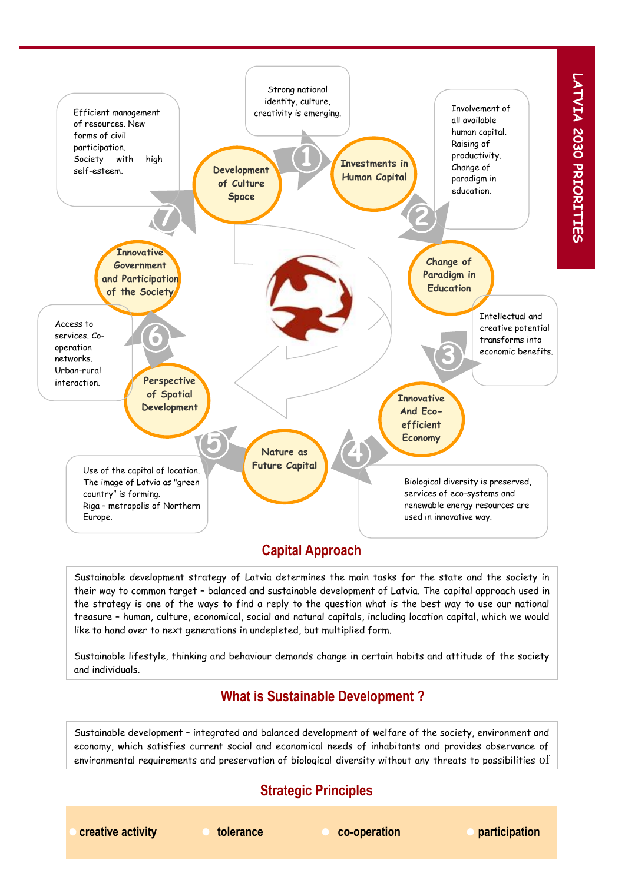# LATVIA 2030 PRIORITIES

1. **Development of Culture Space** → **Investments in Human Capital**

   Strong national identity, culture, creativity is emerging.

2. **Investments in Human Capital** → **Change of Paradigm in Education**

   Involvement of all available human capital. Raising of productivity. Change of paradigm in education.

3. **Change of Paradigm in Education** → **Innovative And Eco-efficient Economy**

   Intellectual and creative potential transforms into economic benefits.

4. **Innovative And Eco-efficient Economy** → **Nature as Future Capital**

   Biological diversity is preserved, services of eco-systems and renewable energy resources are used in innovative way.

5. **Nature as Future Capital** → **Perspective of Spatial Development**

   Use of the capital of location. The image of Latvia as "green country" is forming. Riga – metropolis of Northern Europe.

6. **Perspective of Spatial Development** → **Innovative Government and Participation of the Society**

   Access to services. Co-operation networks. Urban-rural interaction.

7. **Innovative Government and Participation of the Society** → **Development of Culture Space**

   Efficient management of resources. New forms of civil participation. Society with high self-esteem.

## Capital Approach

Sustainable development strategy of Latvia determines the main tasks for the state and the society in their way to common target – balanced and sustainable development of Latvia. The capital approach used in the strategy is one of the ways to find a reply to the question what is the best way to use our national treasure – human, culture, economical, social and natural capitals, including location capital, which we would like to hand over to next generations in undepleted, but multiplied form.

Sustainable lifestyle, thinking and behaviour demands change in certain habits and attitude of the society and individuals.

## What is Sustainable Development ?

Sustainable development – integrated and balanced development of welfare of the society, environment and economy, which satisfies current social and economical needs of inhabitants and provides observance of environmental requirements and preservation of biological diversity without any threats to possibilities of

## Strategic Principles

- **creative activity**
- **tolerance**
- **co-operation**
- **participation**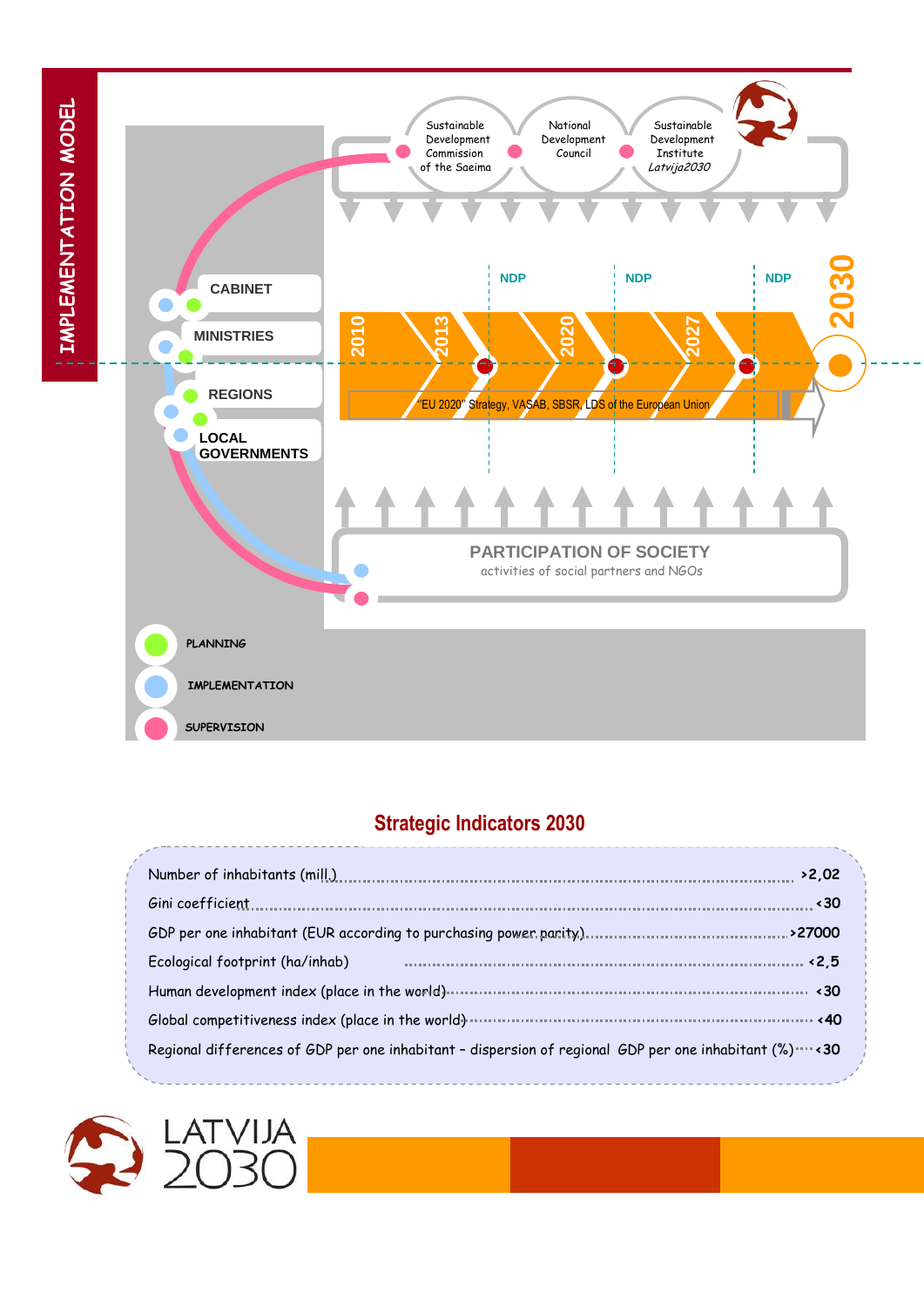# IMPLEMENTATION MODEL

Sustainable Development Commission of the Saeima

National Development Council

Sustainable Development Institute *Latvija2030*

CABINET

MINISTRIES

REGIONS

LOCAL GOVERNMENTS

NDP

NDP

NDP

2010

2013

2020

2027

2030

"EU 2020" Strategy, VASAB, SBSR, LDS of the European Union

PARTICIPATION OF SOCIETY

activities of social partners and NGOs

PLANNING

IMPLEMENTATION

SUPERVISION

## Strategic Indicators 2030

| | |
|---|---|
| Number of inhabitants (mill.) | >2,02 |
| Gini coefficient | <30 |
| GDP per one inhabitant (EUR according to purchasing power parity) | >27000 |
| Ecological footprint (ha/inhab) | <2,5 |
| Human development index (place in the world) | <30 |
| Global competitiveness index (place in the world) | <40 |
| Regional differences of GDP per one inhabitant – dispersion of regional GDP per one inhabitant (%) | <30 |

LATVIJA 2030